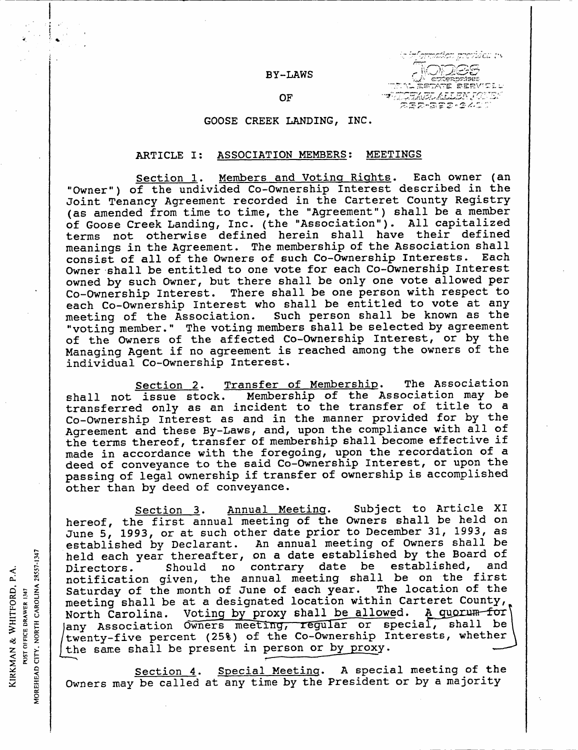# BY-LAWS

# OF

# GOOSE CREEK LANDING, INC.

## ARTICLE I: ASSOCIATION MEMBERS: MEETINGS

Section 1. Members and Voting Rights. Each owner (an "Owner") of the undivided Co-Ownership Interest described in the Joint Tenancy Agreement recorded in the Carteret County Registry (as amended from time to time, the "Agreement") shall be a member of Goose Creek Landing, Inc. (the "Association"). All capitalized terms not otherwise defined herein shall have their defined meanings in the Agreement. The membership of the Association shall consist of all of the Owners of such Co-Ownership Interests. Each Owner shall be entitled to one vote for each Co-Ownership Interest owned by such Owner, but there shall be only one vote allowed per Co-Ownership Interest. There shall be one person with respect to each Co-Ownership Interest who shall be entitled to vote at any meeting of the Association. Such person shall be known as the "voting member." The voting members shall be selected by agreement of the Owners of the affected Co-Ownership Interest, or by the Managing Agent if no agreement is reached among the owners of the individual Co-Ownership Interest.

Section 2. Transfer of Membership. The Association shall not issue stock. Membership of the Association may be transferred only as an incident to the transfer of title to a Co-Ownership Interest as and in the manner provided for by the Agreement and these By-Laws, and, upon the compliance with all of the terms thereof, transfer of membership shall become effective if made in accordance with the foregoing, upon the recordation of a deed of conveyance to the said Co-Ownership Interest, or upon the passing of legal ownership if transfer of ownership is accomplished other than by deed of conveyance.

Section 3. Annual Meeting. Subject to Article XI hereof, the first annual meeting of the Owners shall be held on June 5, 1993, or at such other date prior to December 31, 1993, as established by Declarant. An annual meeting of Owners shall be held each year thereafter, on a date established by the Board of Directors. Should no contrary date be established, and notification given, the annual meeting shall be on the first Saturday of the month of June of each year. The location of the meeting shall be at a designated location within Carteret County, North Carolina. Voting by proxy shall be allowed. A quorum for any Association Owners meeting, regular or special, shall be twenty-five percent (25%) of the Co-Ownership Interests, whether the same shall be present in person or by proxy.

Section 4. Special Meeting. A special meeting of the Owners may be called at any time by the President or by a majority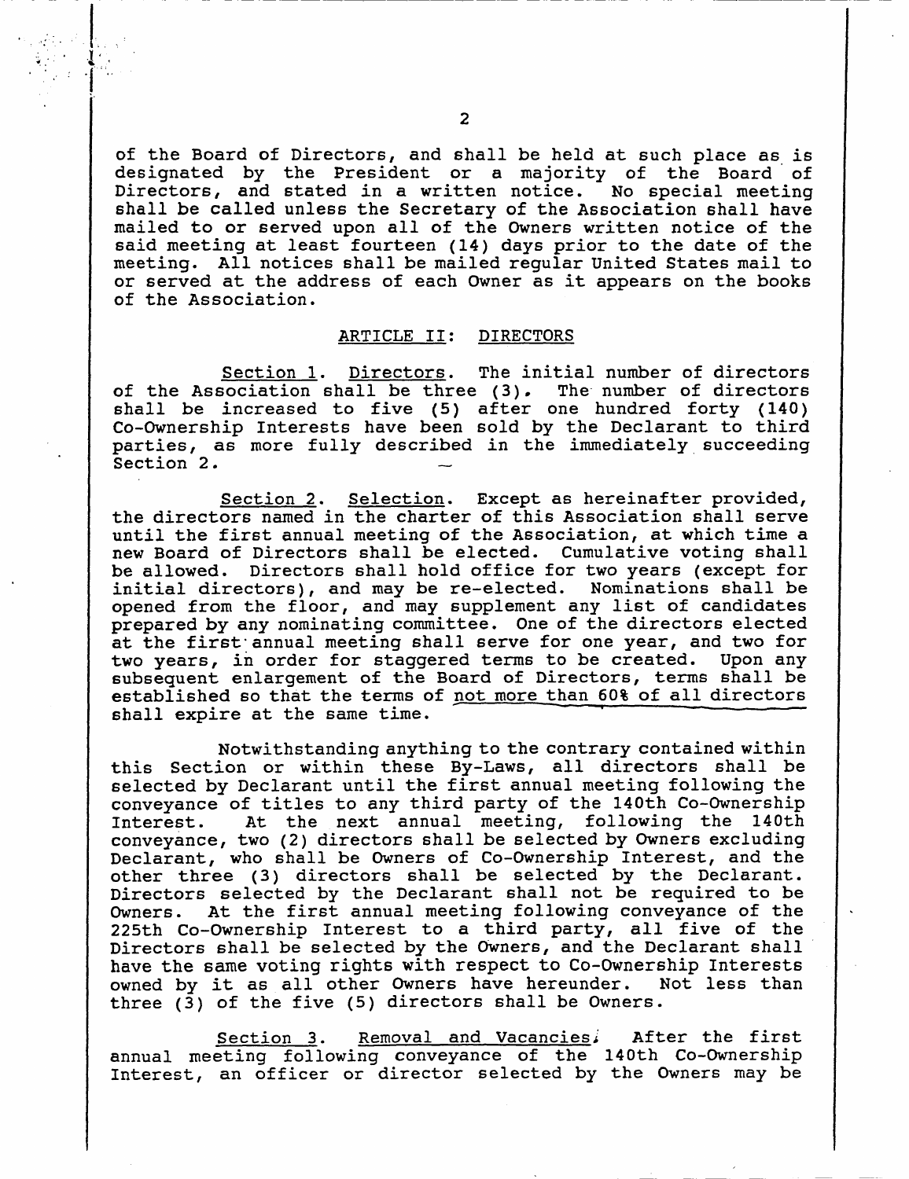of the Board of Directors, and shall be held at such place as is designated by the President or a majority of the Board of Directors, and stated in a written notice. No special meeting shall be called unless the Secretary of the Association shall have mailed to or served upon all of the Owners written notice of the said meeting at least fourteen (14) days prior to the date of the meeting. All notices shall be mailed regular United States mail to or served at the address of each Owner as it appears on the books of the Association.

## ARTICLE II: DIRECTORS

Section 1. Directors. The initial number of directors of the Association shall be three (3). The number of directors shall be increased to five (5) after one hundred forty (140) Co-Ownership Interests have been sold by the Declarant to third parties, as more fully described in the immediately succeeding Section 2.

Section 2. Selection. Except as hereinafter provided, the directors named in the charter of this Association shall serve until the first annual meeting of the Association, at which time a new Board of Directors shall be elected. Cumulative voting shall be allowed. Directors shall hold office for two years (except for initial directors), and may be re-elected. Nominations shall be opened from the floor, and may supplement any list of candidates prepared by any nominating committee. One of the directors elected at the first annual meeting shall serve for one year, and two for two years, in order for staggered terms to be created. Upon any subsequent enlargement of the Board of Directors, terms shall be established so that the terms of not more than 60% of all directors shall expire at the same time.

Notwithstanding anything to the contrary contained within this Section or within these By-Laws, all directors shall be selected by Declarant until the first annual meeting following the conveyance of titles to any third party of the 140th Co-Ownership Interest. At the next annual meeting, following the 140th conveyance, two (2) directors shall be selected by Owners excluding Declarant, who shall be Owners of Co-Ownership Interest, and the other three (3) directors shall be selected by the Declarant. Directors selected by the Declarant shall not be required to be Owners. At the first annual meeting following conveyance of the 225th Co-Ownership Interest to a third party, all five of the Directors shall be selected by the Owners, and the Declarant shall have the same voting rights with respect to Co-Ownership Interests owned by it as all other Owners have hereunder. Not less than three (3) of the five (5) directors shall be Owners.

Section 3. Removal and Vacancies. After the first annual meeting following conveyance of the 140th Co-Ownership Interest, an officer or director selected by the Owners may be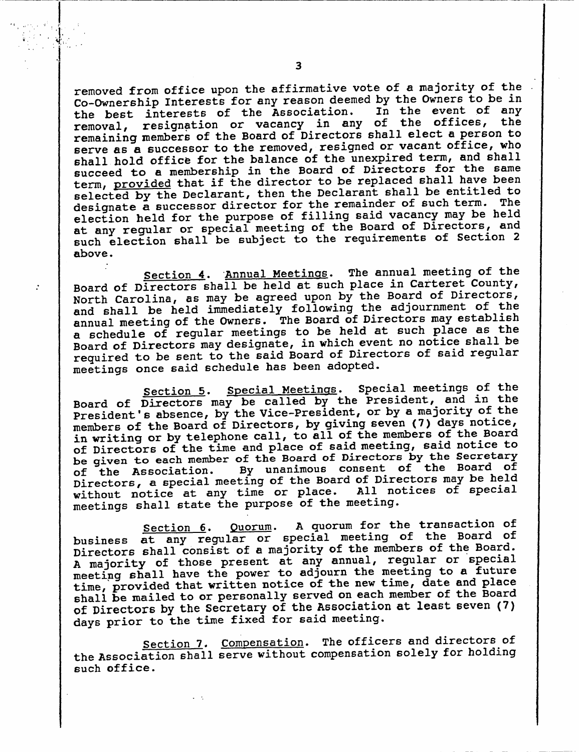removed from office upon the affirmative vote of a majority of the Co-Ownership Interests for any reason deemed by the Owners to be in the best interests of the Association. In the event of any removal, resignation or vacancy in any of the offices, the remaining members of the Board of Directors shall elect a person to serve as a successor to the removed, resigned or vacant office, who shall hold office for the balance of the unexpired term, and shall succeed to a membership in the Board of Directors for the same term, provided that if the director to be replaced shall have been selected by the Declarant, then the Declarant shall be entitled to designate a successor director for the remainder of such term. The election held for the purpose of filling said vacancy may be held at any regular or special meeting of the Board of Directors, and such election shall be subject to the requirements of Section 2 above.

Section 4. Annual Meetings. The annual meeting of the Board of Directors shall be held at such place in Carteret County, North Carolina, as may be agreed upon by the Board of Directors, and shall be held immediately following the adjournment of the annual meeting of the Owners. The Board of Directors may establish a schedule of regular meetings to be held at such place as the Board of Directors may designate, in which event no notice shall be required to be sent to the said Board of Directors of said regular meetings once said schedule has been adopted.

Section 5. Special Meetings. Special meetings of the Board of Directors may be called by the President, and in the President's absence, by the Vice-President, or by a majority of the members of the Board of Directors, by giving seven (7) days notice, in writing or by telephone call, to all of the members of the Board of Directors of the time and place of said meeting, said notice to be given to each member of the Board of Directors by the Secretary of the Association. By unanimous consent of the Board of Directors, a special meeting of the Board of Directors may be held without notice at any time or place. All notices of special meetings shall state the purpose of the meeting.

Section 6. Quorum. A quorum for the transaction of business at any regular or special meeting of the Board of Directors shall consist of a majority of the members of the Board. A majority of those present at any annual, regular or special meeting shall have the power to adjourn the meeting to a future time, provided that written notice of the new time, date and place shall be mailed to or personally served on each member of the Board of Directors by the Secretary of the Association at least seven (7) days prior to the time fixed for said meeting.

Section 7. Compensation. The officers and directors of the Association shall serve without compensation solely for holding such office.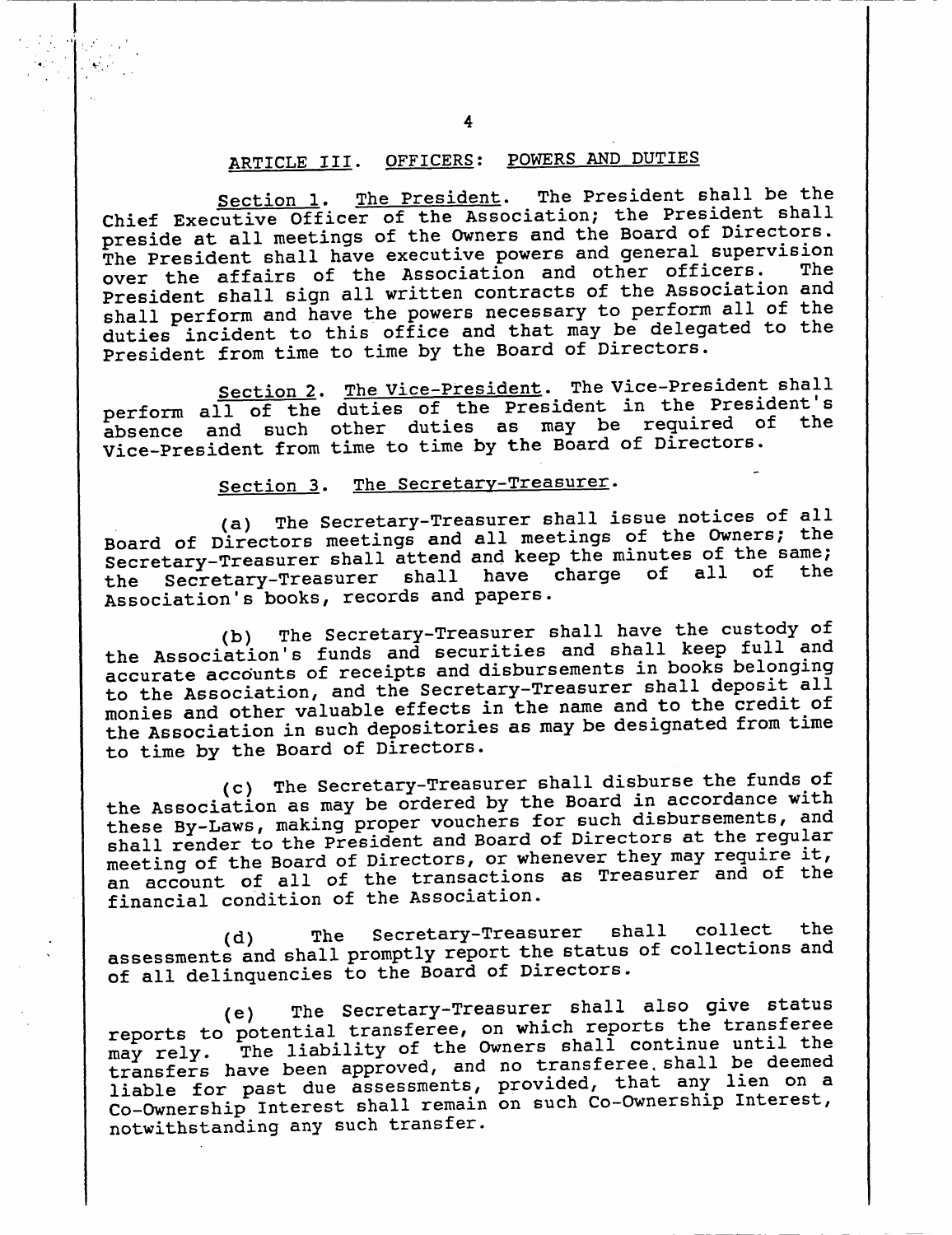## ARTICLE III. OFFICERS: POWERS AND DUTIES

Section 1. The President. The President shall be the Chief Executive Officer of the Association; the President shall preside at all meetings of the Owners and the Board of Directors. The President shall have executive powers and general supervision over the affairs of the Association and other officers. The President shall sign all written contracts of the Association and shall perform and have the powers necessary to perform all of the duties incident to this office and that may be delegated to the President from time to time by the Board of Directors.

Section 2. The Vice-President. The Vice-President shall perform all of the duties of the President in the President's absence and such other duties as may be required of the Vice-President from time to time by the Board of Directors.

Section 3. The Secretary-Treasurer.

(a) The Secretary-Treasurer shall issue notices of all Board of Directors meetings and all meetings of the Owners; the Secretary-Treasurer shall attend and keep the minutes of the same; the Secretary-Treasurer shall have charge of all of the Association's books, records and papers.

(b) The Secretary-Treasurer shall have the custody of the Association's funds and securities and shall keep full and accurate accounts of receipts and disbursements in books belonging to the Association, and the Secretary-Treasurer shall deposit all monies and other valuable effects in the name and to the credit of the Association in such depositories as may be designated from time to time by the Board of Directors.

(c) The Secretary-Treasurer shall disburse the funds of the Association as may be ordered by the Board in accordance with these By-Laws, making proper vouchers for such disbursements, and shall render to the President and Board of Directors at the regular meeting of the Board of Directors, or whenever they may require it, an account of all of the transactions as Treasurer and of the financial condition of the Association.

(d) The Secretary-Treasurer shall collect the assessments and shall promptly report the status of collections and of all delinquencies to the Board of Directors.

(e) The Secretary-Treasurer shall also give status reports to potential transferee, on which reports the transferee may rely. The liability of the Owners shall continue until the transfers have been approved, and no transferee shall be deemed liable for past due assessments, provided, that any lien on a Co-Ownership Interest shall remain on such Co-Ownership Interest, notwithstanding any such transfer.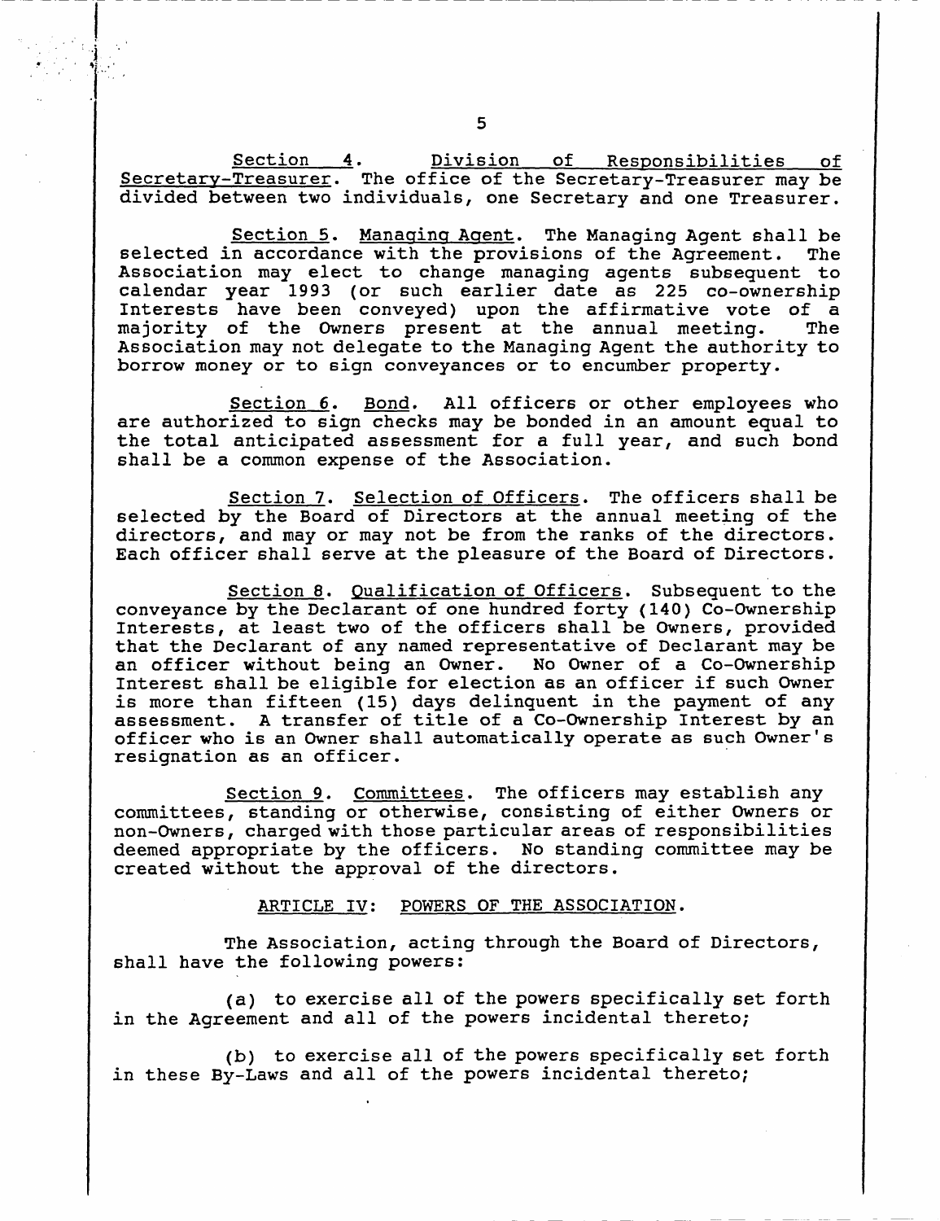Section 4. Division of Responsibilities of Secretary-Treasurer. The office of the Secretary-Treasurer may be divided between two individuals, one Secretary and one Treasurer.

Section 5. Managing Agent. The Managing Agent shall be selected in accordance with the provisions of the Agreement. The Association may elect to change managing agents subsequent to calendar year 1993 (or such earlier date as 225 co-ownership Interests have been conveyed) upon the affirmative vote of a majority of the Owners present at the annual meeting. The Association may not delegate to the Managing Agent the authority to borrow money or to sign conveyances or to encumber property.

Section 6. Bond. All officers or other employees who are authorized to sign checks may be bonded in an amount equal to the total anticipated assessment for a full year, and such bond shall be a common expense of the Association.

Section 7. Selection of Officers. The officers shall be selected by the Board of Directors at the annual meeting of the directors, and may or may not be from the ranks of the directors. Each officer shall serve at the pleasure of the Board of Directors.

Section 8. Qualification of Officers. Subsequent to the conveyance by the Declarant of one hundred forty (140) Co-Ownership Interests, at least two of the officers shall be Owners, provided that the Declarant of any named representative of Declarant may be an officer without being an Owner. No Owner of a Co-Ownership Interest shall be eligible for election as an officer if such Owner is more than fifteen (15) days delinquent in the payment of any assessment. A transfer of title of a Co-Ownership Interest by an officer who is an Owner shall automatically operate as such Owner's resignation as an officer.

Section 9. Committees. The officers may establish any committees, standing or otherwise, consisting of either Owners or non-Owners, charged with those particular areas of responsibilities deemed appropriate by the officers. No standing committee may be created without the approval of the directors.

## ARTICLE IV: POWERS OF THE ASSOCIATION.

The Association, acting through the Board of Directors, shall have the following powers:

(a) to exercise all of the powers specifically set forth in the Agreement and all of the powers incidental thereto;

(b) to exercise all of the powers specifically set forth in these By-Laws and all of the powers incidental thereto;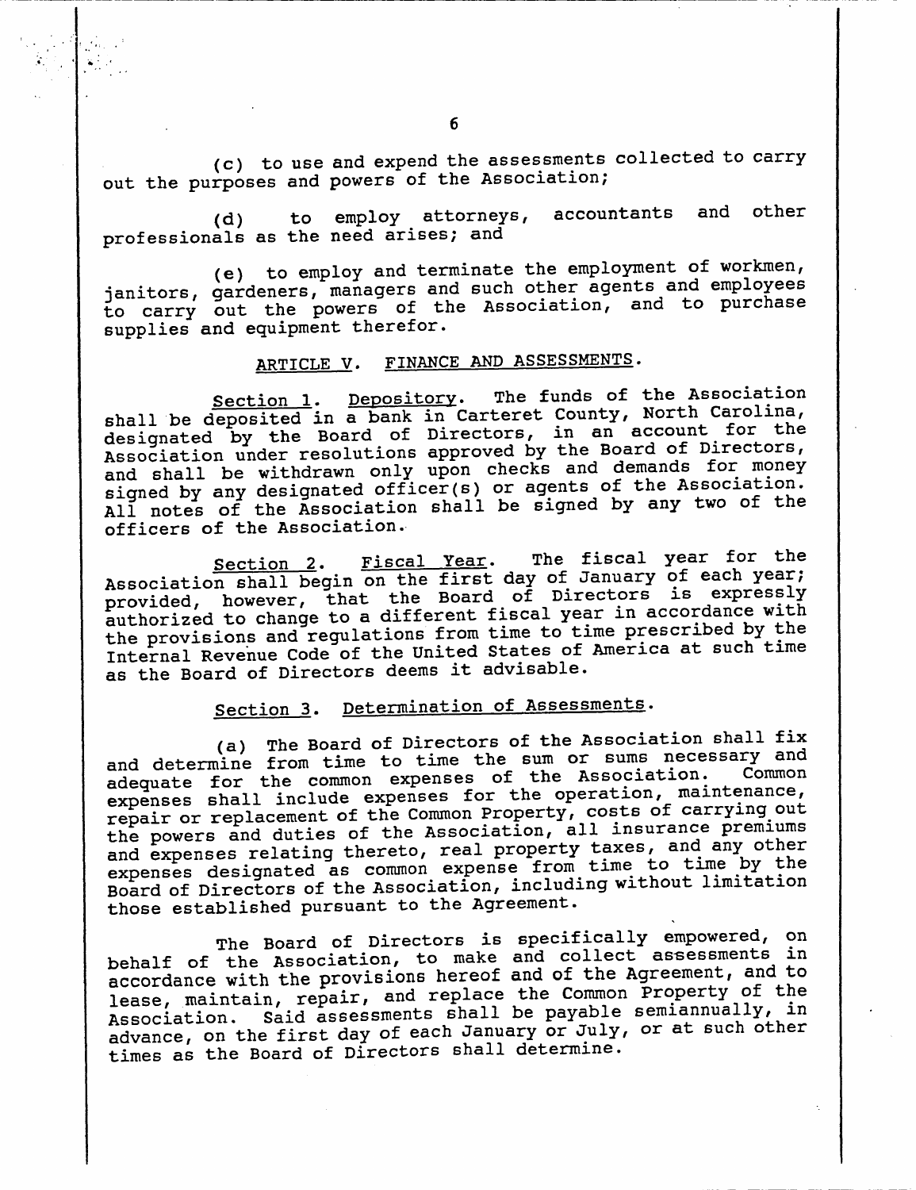(c) to use and expend the assessments collected to carry out the purposes and powers of the Association;

(d) to employ attorneys, accountants and other professionals as the need arises; and

(e) to employ and terminate the employment of workmen, janitors, gardeners, managers and such other agents and employees to carry out the powers of the Association, and to purchase supplies and equipment therefor.

## ARTICLE V. FINANCE AND ASSESSMENTS.

Section 1. Depository. The funds of the Association shall be deposited in a bank in Carteret County, North Carolina, designated by the Board of Directors, in an account for the Association under resolutions approved by the Board of Directors, and shall be withdrawn only upon checks and demands for money signed by any designated officer(s) or agents of the Association. All notes of the Association shall be signed by any two of the officers of the Association.

Section 2. Fiscal Year. The fiscal year for the Association shall begin on the first day of January of each year; provided, however, that the Board of Directors is expressly authorized to change to a different fiscal year in accordance with the provisions and regulations from time to time prescribed by the Internal Revenue Code of the United States of America at such time as the Board of Directors deems it advisable.

Section 3. Determination of Assessments.

(a) The Board of Directors of the Association shall fix and determine from time to time the sum or sums necessary and adequate for the common expenses of the Association. Common expenses shall include expenses for the operation, maintenance, repair or replacement of the Common Property, costs of carrying out the powers and duties of the Association, all insurance premiums and expenses relating thereto, real property taxes, and any other expenses designated as common expense from time to time by the Board of Directors of the Association, including without limitation those established pursuant to the Agreement.

The Board of Directors is specifically empowered, on behalf of the Association, to make and collect assessments in accordance with the provisions hereof and of the Agreement, and to lease, maintain, repair, and replace the Common Property of the Association. Said assessments shall be payable semiannually, in advance, on the first day of each January or July, or at such other times as the Board of Directors shall determine.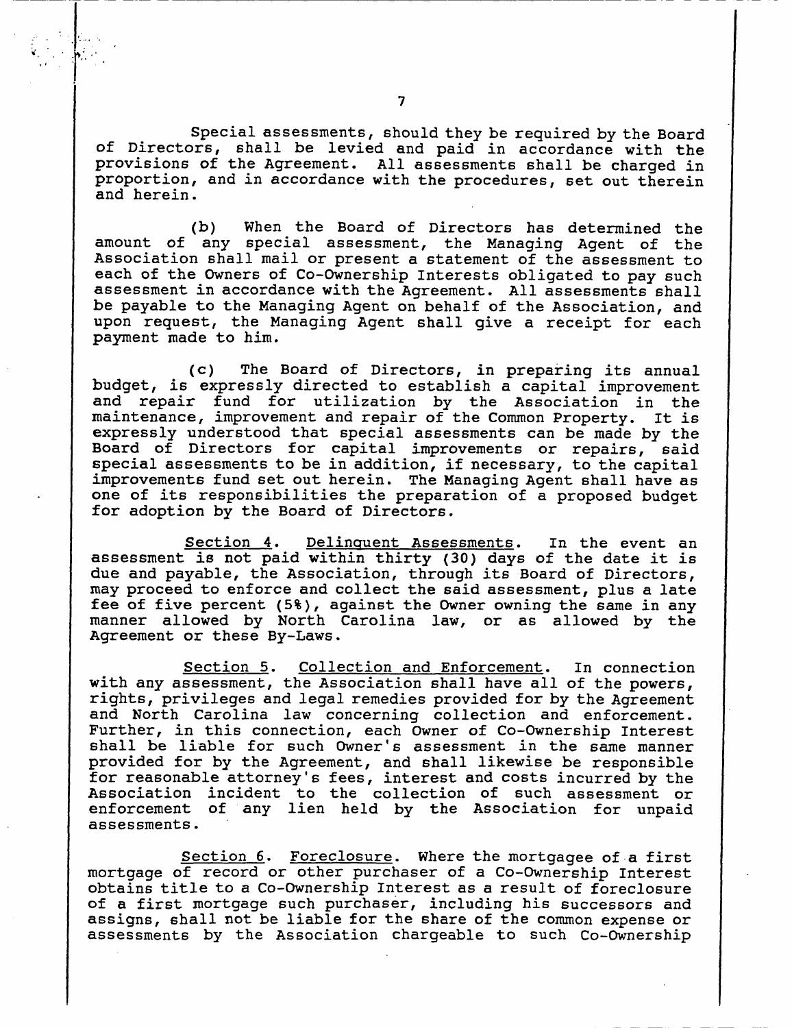Special assessments, should they be required by the Board of Directors, shall be levied and paid in accordance with the provisions of the Agreement. All assessments shall be charged in proportion, and in accordance with the procedures, set out therein and herein.

(b) When the Board of Directors has determined the amount of any special assessment, the Managing Agent of the Association shall mail or present a statement of the assessment to each of the Owners of Co-Ownership Interests obligated to pay such assessment in accordance with the Agreement. All assessments shall be payable to the Managing Agent on behalf of the Association, and upon request, the Managing Agent shall give a receipt for each payment made to him.

(c) The Board of Directors, in preparing its annual budget, is expressly directed to establish a capital improvement and repair fund for utilization by the Association in the maintenance, improvement and repair of the Common Property. It is expressly understood that special assessments can be made by the Board of Directors for capital improvements or repairs, said special assessments to be in addition, if necessary, to the capital improvements fund set out herein. The Managing Agent shall have as one of its responsibilities the preparation of a proposed budget for adoption by the Board of Directors.

Section 4. Delinquent Assessments. In the event an assessment is not paid within thirty (30) days of the date it is due and payable, the Association, through its Board of Directors, may proceed to enforce and collect the said assessment, plus a late fee of five percent (5%), against the Owner owning the same in any manner allowed by North Carolina law, or as allowed by the Agreement or these By-Laws.

Section 5. Collection and Enforcement. In connection with any assessment, the Association shall have all of the powers, rights, privileges and legal remedies provided for by the Agreement and North Carolina law concerning collection and enforcement. Further, in this connection, each Owner of Co-Ownership Interest shall be liable for such Owner's assessment in the same manner provided for by the Agreement, and shall likewise be responsible for reasonable attorney's fees, interest and costs incurred by the Association incident to the collection of such assessment or enforcement of any lien held by the Association for unpaid assessments.

Section 6. Foreclosure. Where the mortgagee of a first mortgage of record or other purchaser of a Co-Ownership Interest obtains title to a Co-Ownership Interest as a result of foreclosure of a first mortgage such purchaser, including his successors and assigns, shall not be liable for the share of the common expense or assessments by the Association chargeable to such Co-Ownership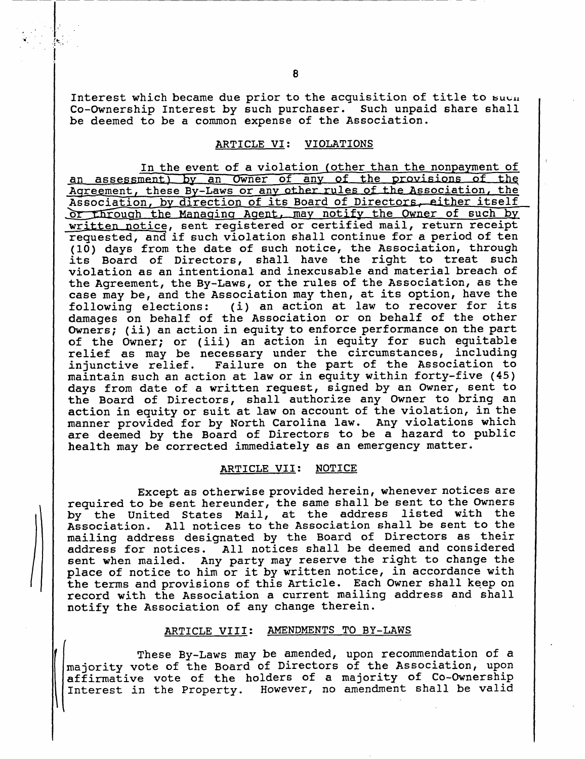Interest which became due prior to the acquisition of title to such Co-Ownership Interest by such purchaser. Such unpaid share shall be deemed to be a common expense of the Association.

## ARTICLE VI: VIOLATIONS

In the event of a violation (other than the nonpayment of an assessment) by an Owner of any of the provisions of the Agreement, these By-Laws or any other rules of the Association, the Association, by direction of its Board of Directors, either itself or through the Managing Agent, may notify the Owner of such by written notice, sent registered or certified mail, return receipt requested, and if such violation shall continue for a period of ten (10) days from the date of such notice, the Association, through its Board of Directors, shall have the right to treat such violation as an intentional and inexcusable and material breach of the Agreement, the By-Laws, or the rules of the Association, as the case may be, and the Association may then, at its option, have the following elections: (i) an action at law to recover for its damages on behalf of the Association or on behalf of the other Owners; (ii) an action in equity to enforce performance on the part of the Owner; or (iii) an action in equity for such equitable relief as may be necessary under the circumstances, including injunctive relief. Failure on the part of the Association to maintain such an action at law or in equity within forty-five (45) days from date of a written request, signed by an Owner, sent to the Board of Directors, shall authorize any Owner to bring an action in equity or suit at law on account of the violation, in the manner provided for by North Carolina law. Any violations which are deemed by the Board of Directors to be a hazard to public health may be corrected immediately as an emergency matter.

## ARTICLE VII: NOTICE

Except as otherwise provided herein, whenever notices are required to be sent hereunder, the same shall be sent to the Owners by the United States Mail, at the address listed with the Association. All notices to the Association shall be sent to the mailing address designated by the Board of Directors as their address for notices. All notices shall be deemed and considered sent when mailed. Any party may reserve the right to change the place of notice to him or it by written notice, in accordance with the terms and provisions of this Article. Each Owner shall keep on record with the Association a current mailing address and shall notify the Association of any change therein.

## ARTICLE VIII: AMENDMENTS TO BY-LAWS

These By-Laws may be amended, upon recommendation of a majority vote of the Board of Directors of the Association, upon affirmative vote of the holders of a majority of Co-Ownership Interest in the Property. However, no amendment shall be valid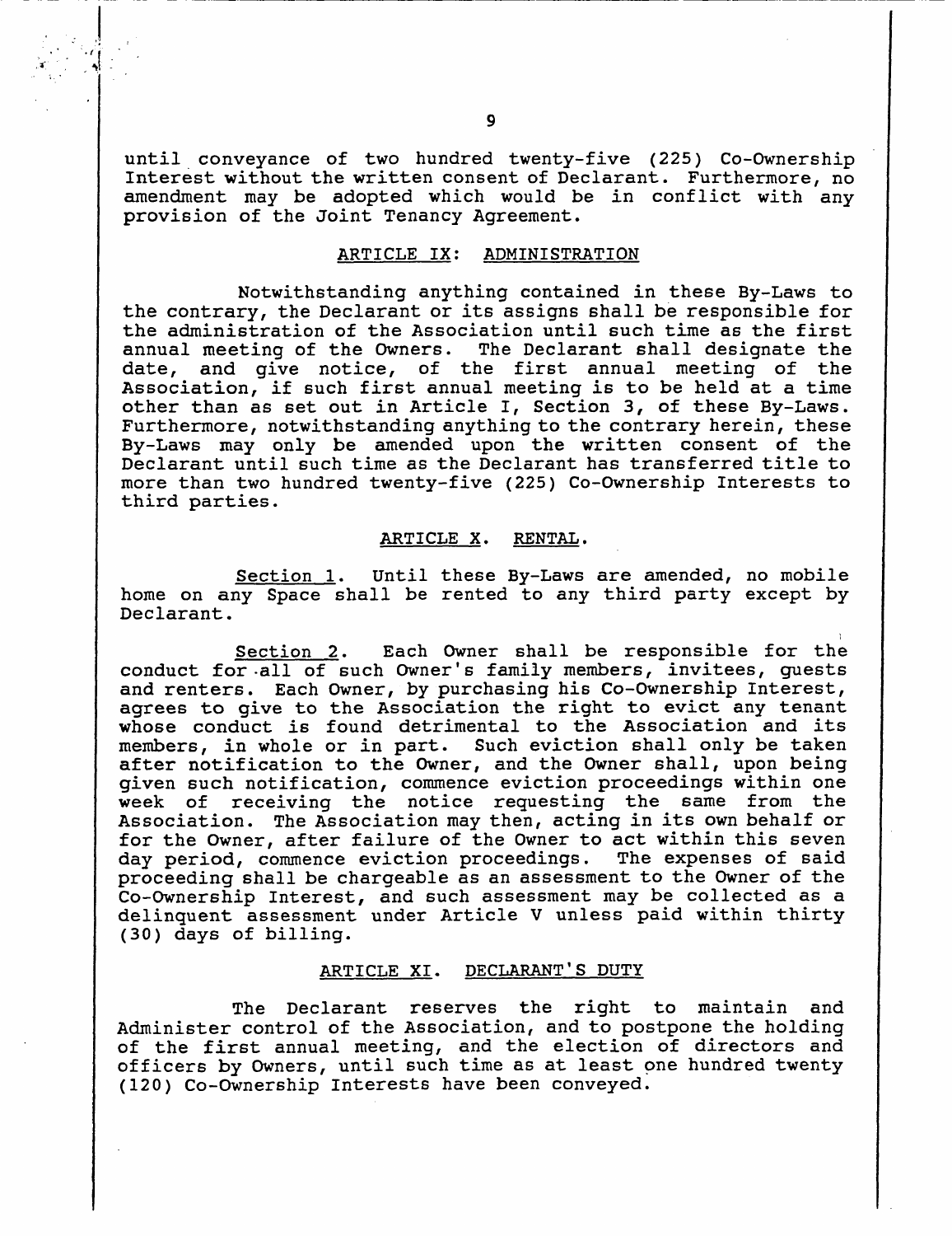until conveyance of two hundred twenty-five (225) Co-Ownership Interest without the written consent of Declarant. Furthermore, no amendment may be adopted which would be in conflict with any provision of the Joint Tenancy Agreement.

## ARTICLE IX: ADMINISTRATION

Notwithstanding anything contained in these By-Laws to the contrary, the Declarant or its assigns shall be responsible for the administration of the Association until such time as the first annual meeting of the Owners. The Declarant shall designate the date, and give notice, of the first annual meeting of the Association, if such first annual meeting is to be held at a time other than as set out in Article I, Section 3, of these By-Laws. Furthermore, notwithstanding anything to the contrary herein, these By-Laws may only be amended upon the written consent of the Declarant until such time as the Declarant has transferred title to more than two hundred twenty-five (225) Co-Ownership Interests to third parties.

## ARTICLE X. RENTAL.

Section 1. Until these By-Laws are amended, no mobile home on any Space shall be rented to any third party except by Declarant.

Section 2. Each Owner shall be responsible for the conduct for all of such Owner's family members, invitees, guests and renters. Each Owner, by purchasing his Co-Ownership Interest, agrees to give to the Association the right to evict any tenant whose conduct is found detrimental to the Association and its members, in whole or in part. Such eviction shall only be taken after notification to the Owner, and the Owner shall, upon being given such notification, commence eviction proceedings within one week of receiving the notice requesting the same from the Association. The Association may then, acting in its own behalf or for the Owner, after failure of the Owner to act within this seven day period, commence eviction proceedings. The expenses of said proceeding shall be chargeable as an assessment to the Owner of the Co-Ownership Interest, and such assessment may be collected as a delinquent assessment under Article V unless paid within thirty (30) days of billing.

## ARTICLE XI. DECLARANT'S DUTY

The Declarant reserves the right to maintain and Administer control of the Association, and to postpone the holding of the first annual meeting, and the election of directors and officers by Owners, until such time as at least one hundred twenty (120) Co-Ownership Interests have been conveyed.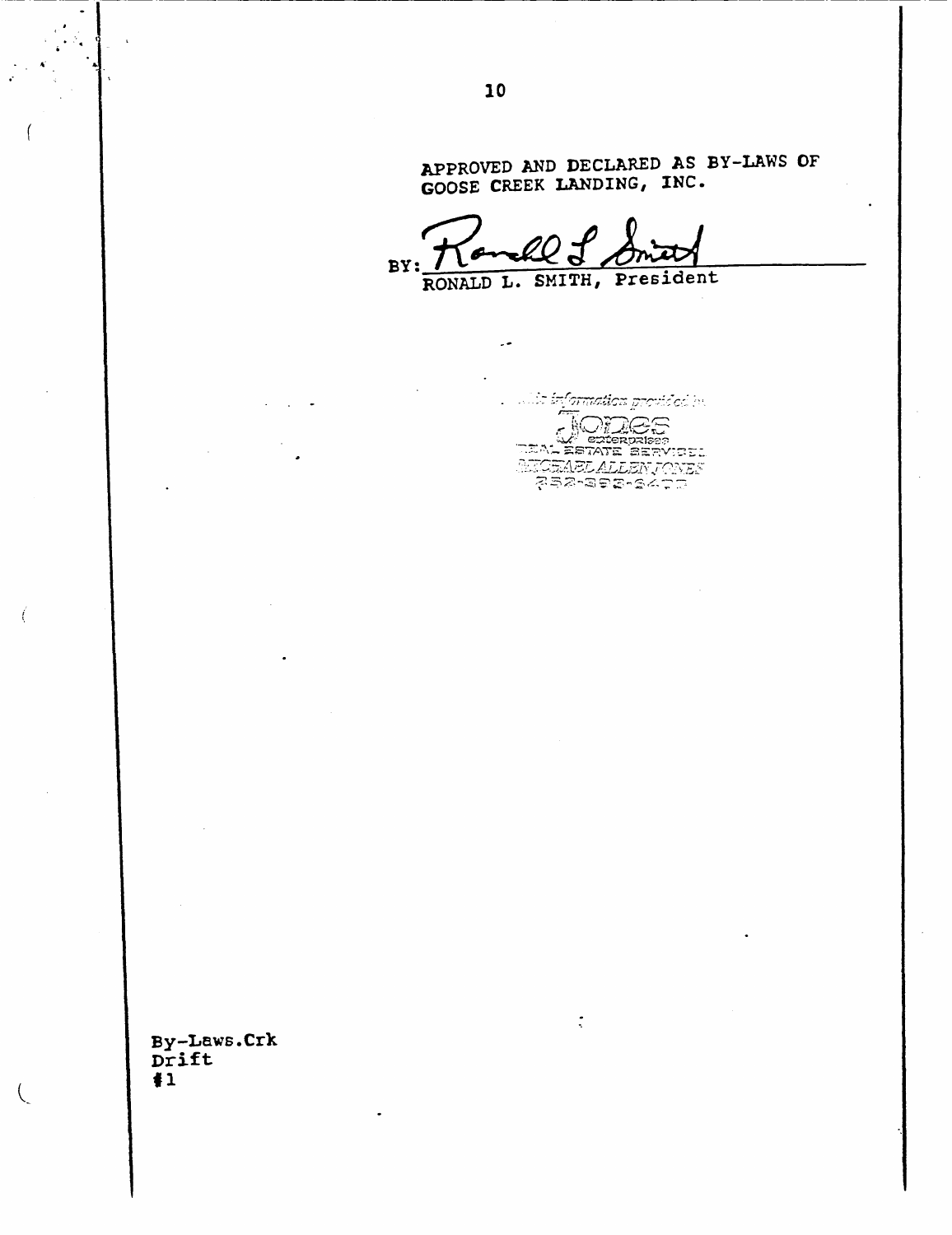APPROVED AND DECLARED AS BY-LAWS OF
GOOSE CREEK LANDING, INC.

BY: ______________________________
RONALD L. SMITH, President

...is information provided by
Jones
enterprises
REAL ESTATE SERVICES
MICHAEL ALLEN JONES
252-393-6400

By-Laws.Crk
Drift
#1